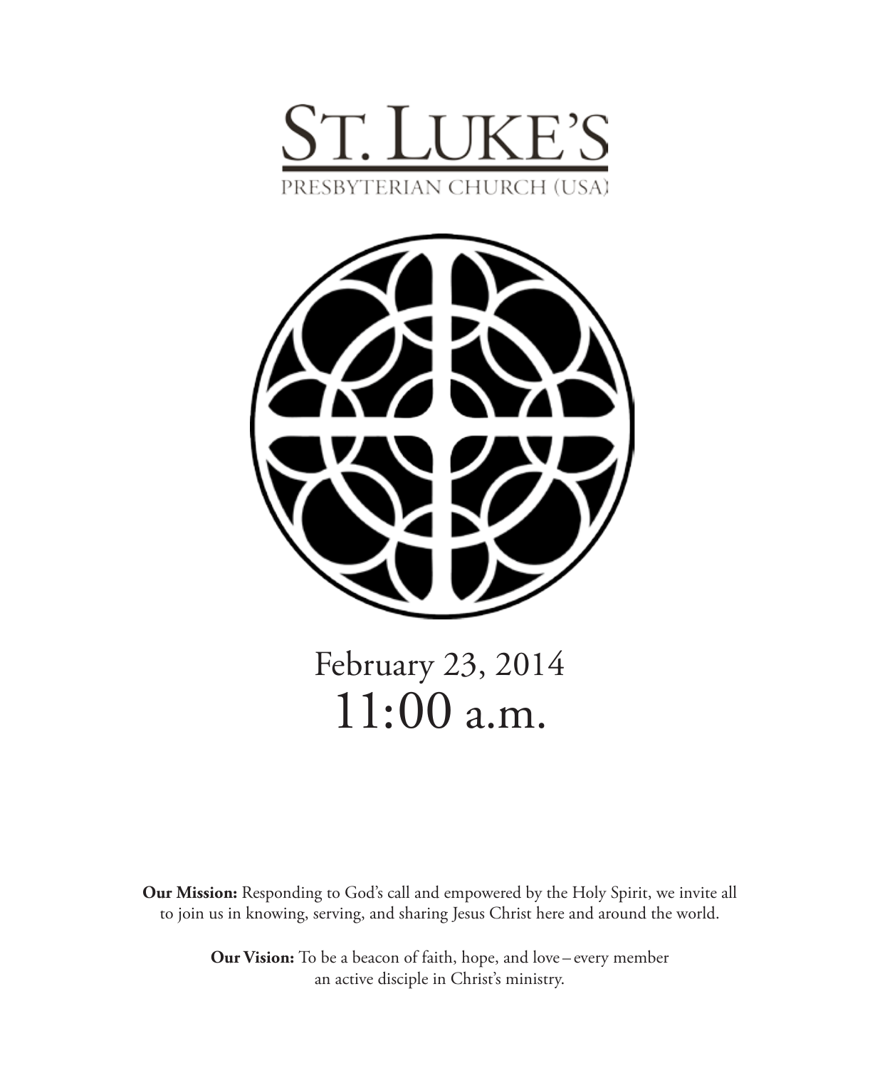# ST. LUKE'S

PRESBYTERIAN CHURCH (USA)

February 23, 2014

11:00 a.m.

**Our Mission:** Responding to God's call and empowered by the Holy Spirit, we invite all to join us in knowing, serving, and sharing Jesus Christ here and around the world.

**Our Vision:** To be a beacon of faith, hope, and love – every member an active disciple in Christ's ministry.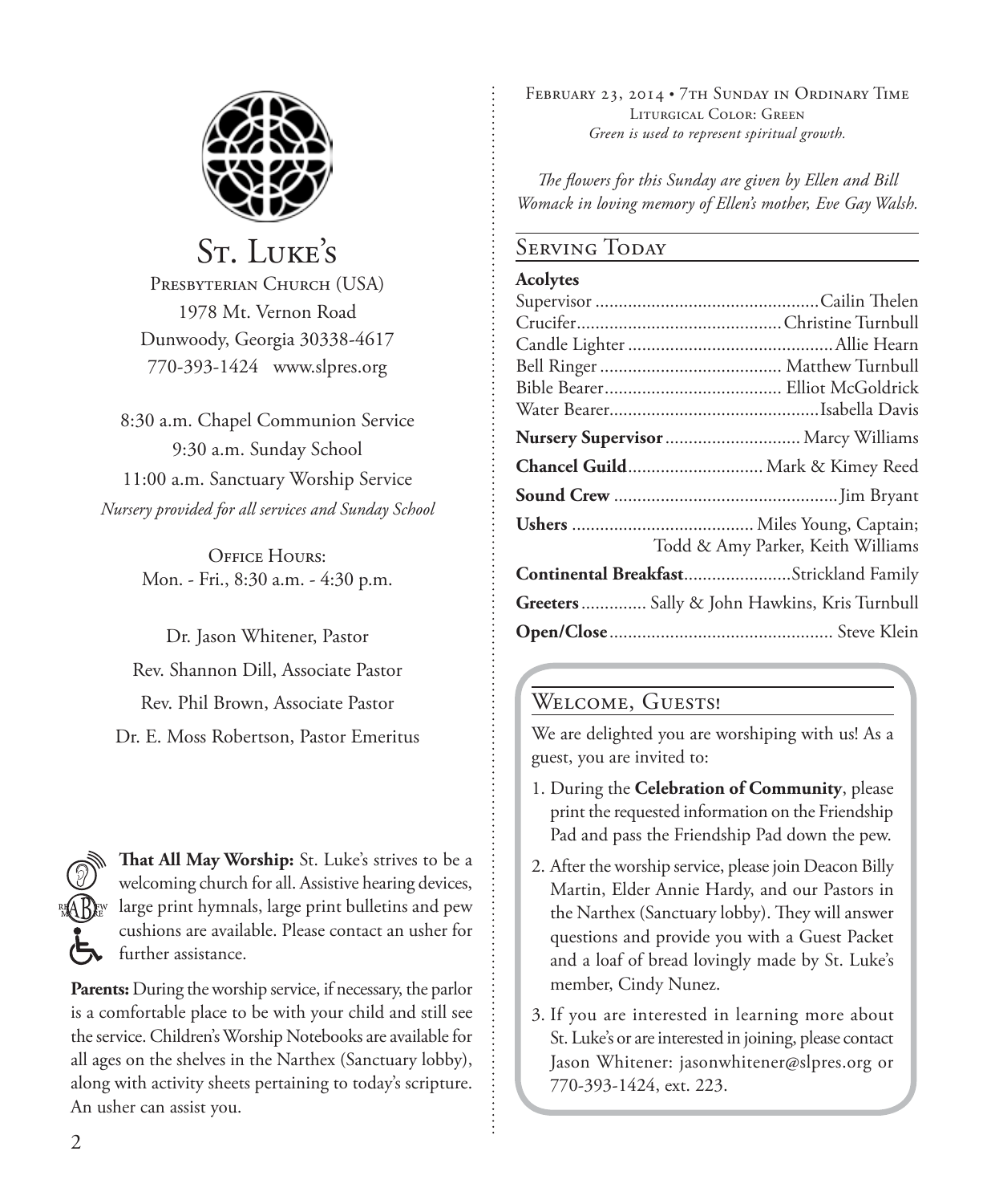# St. Luke's

Presbyterian Church (USA)
1978 Mt. Vernon Road
Dunwoody, Georgia 30338-4617
770-393-1424 www.slpres.org

8:30 a.m. Chapel Communion Service
9:30 a.m. Sunday School
11:00 a.m. Sanctuary Worship Service
*Nursery provided for all services and Sunday School*

Office Hours:
Mon. - Fri., 8:30 a.m. - 4:30 p.m.

Dr. Jason Whitener, Pastor
Rev. Shannon Dill, Associate Pastor
Rev. Phil Brown, Associate Pastor
Dr. E. Moss Robertson, Pastor Emeritus

**That All May Worship:** St. Luke's strives to be a welcoming church for all. Assistive hearing devices, large print hymnals, large print bulletins and pew cushions are available. Please contact an usher for further assistance.

**Parents:** During the worship service, if necessary, the parlor is a comfortable place to be with your child and still see the service. Children's Worship Notebooks are available for all ages on the shelves in the Narthex (Sanctuary lobby), along with activity sheets pertaining to today's scripture. An usher can assist you.

February 23, 2014 • 7th Sunday in Ordinary Time
Liturgical Color: Green
*Green is used to represent spiritual growth.*

*The flowers for this Sunday are given by Ellen and Bill Womack in loving memory of Ellen's mother, Eve Gay Walsh.*

## Serving Today

**Acolytes**
Supervisor ........ Cailin Thelen
Crucifer ........ Christine Turnbull
Candle Lighter ........ Allie Hearn
Bell Ringer ........ Matthew Turnbull
Bible Bearer ........ Elliot McGoldrick
Water Bearer ........ Isabella Davis

**Nursery Supervisor** ........ Marcy Williams

**Chancel Guild** ........ Mark & Kimey Reed

**Sound Crew** ........ Jim Bryant

**Ushers** ........ Miles Young, Captain; Todd & Amy Parker, Keith Williams

**Continental Breakfast** ........ Strickland Family

**Greeters** ........ Sally & John Hawkins, Kris Turnbull

**Open/Close** ........ Steve Klein

## Welcome, Guests!

We are delighted you are worshiping with us! As a guest, you are invited to:

1. During the **Celebration of Community**, please print the requested information on the Friendship Pad and pass the Friendship Pad down the pew.
2. After the worship service, please join Deacon Billy Martin, Elder Annie Hardy, and our Pastors in the Narthex (Sanctuary lobby). They will answer questions and provide you with a Guest Packet and a loaf of bread lovingly made by St. Luke's member, Cindy Nunez.
3. If you are interested in learning more about St. Luke's or are interested in joining, please contact Jason Whitener: jasonwhitener@slpres.org or 770-393-1424, ext. 223.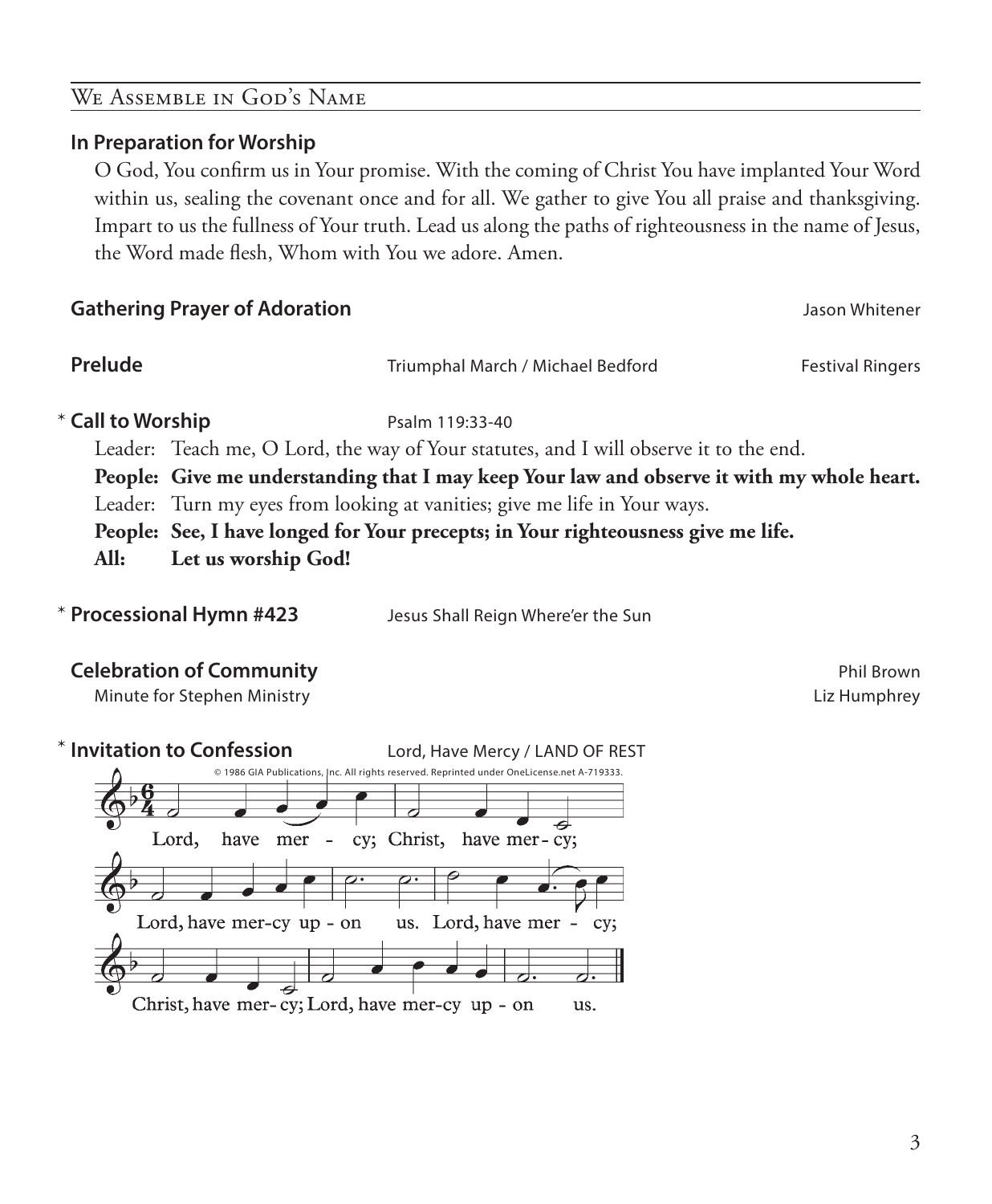## We Assemble in God's Name

**In Preparation for Worship**

O God, You confirm us in Your promise. With the coming of Christ You have implanted Your Word within us, sealing the covenant once and for all. We gather to give You all praise and thanksgiving. Impart to us the fullness of Your truth. Lead us along the paths of righteousness in the name of Jesus, the Word made flesh, Whom with You we adore. Amen.

**Gathering Prayer of Adoration** — Jason Whitener

**Prelude** — Triumphal March / Michael Bedford — Festival Ringers

\* **Call to Worship** — Psalm 119:33-40

Leader: Teach me, O Lord, the way of Your statutes, and I will observe it to the end.

**People: Give me understanding that I may keep Your law and observe it with my whole heart.**

Leader: Turn my eyes from looking at vanities; give me life in Your ways.

**People: See, I have longed for Your precepts; in Your righteousness give me life.**

**All: Let us worship God!**

\* **Processional Hymn #423** — Jesus Shall Reign Where'er the Sun

**Celebration of Community** — Phil Brown

Minute for Stephen Ministry — Liz Humphrey

\* **Invitation to Confession** — Lord, Have Mercy / LAND OF REST

© 1986 GIA Publications, Inc. All rights reserved. Reprinted under OneLicense.net A-719333.

Lord, have mercy; Christ, have mercy;
Lord, have mercy upon us. Lord, have mercy;
Christ, have mercy; Lord, have mercy upon us.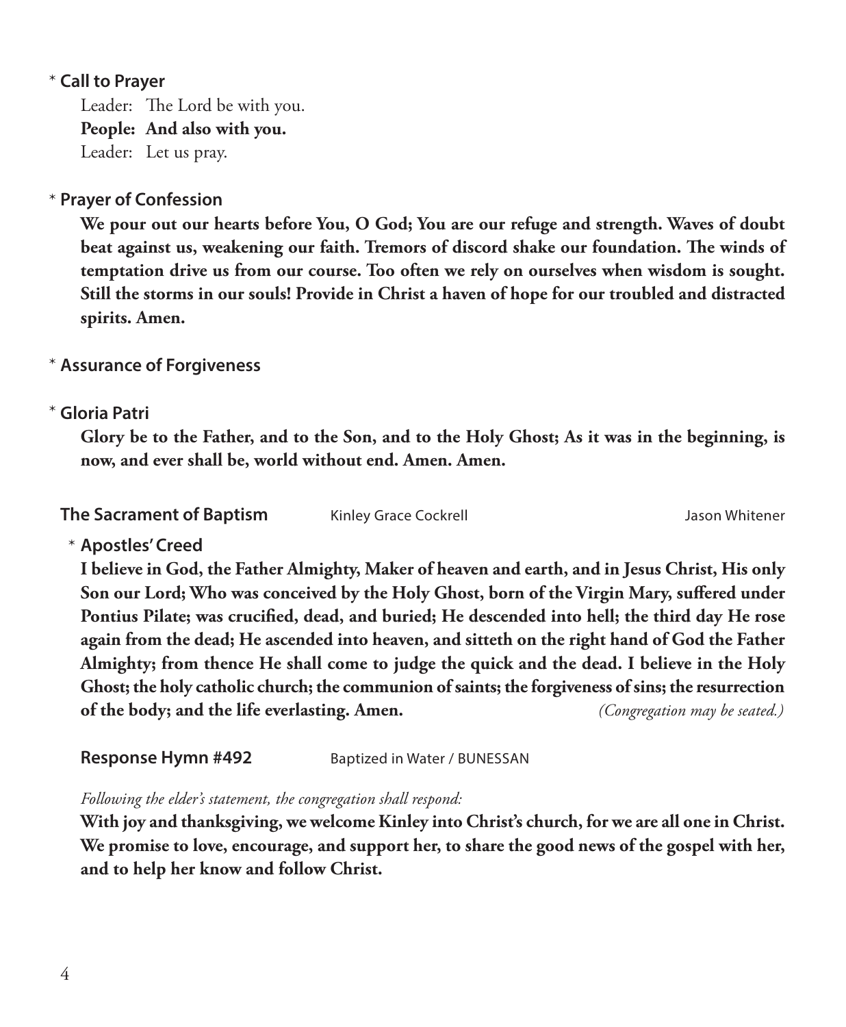\* **Call to Prayer**

Leader: The Lord be with you.
**People: And also with you.**
Leader: Let us pray.

\* **Prayer of Confession**

**We pour out our hearts before You, O God; You are our refuge and strength. Waves of doubt beat against us, weakening our faith. Tremors of discord shake our foundation. The winds of temptation drive us from our course. Too often we rely on ourselves when wisdom is sought. Still the storms in our souls! Provide in Christ a haven of hope for our troubled and distracted spirits. Amen.**

\* **Assurance of Forgiveness**

\* **Gloria Patri**

**Glory be to the Father, and to the Son, and to the Holy Ghost; As it was in the beginning, is now, and ever shall be, world without end. Amen. Amen.**

**The Sacrament of Baptism** Kinley Grace Cockrell Jason Whitener

\* **Apostles' Creed**

**I believe in God, the Father Almighty, Maker of heaven and earth, and in Jesus Christ, His only Son our Lord; Who was conceived by the Holy Ghost, born of the Virgin Mary, suffered under Pontius Pilate; was crucified, dead, and buried; He descended into hell; the third day He rose again from the dead; He ascended into heaven, and sitteth on the right hand of God the Father Almighty; from thence He shall come to judge the quick and the dead. I believe in the Holy Ghost; the holy catholic church; the communion of saints; the forgiveness of sins; the resurrection of the body; and the life everlasting. Amen.** *(Congregation may be seated.)*

**Response Hymn #492** Baptized in Water / BUNESSAN

*Following the elder's statement, the congregation shall respond:*

**With joy and thanksgiving, we welcome Kinley into Christ's church, for we are all one in Christ. We promise to love, encourage, and support her, to share the good news of the gospel with her, and to help her know and follow Christ.**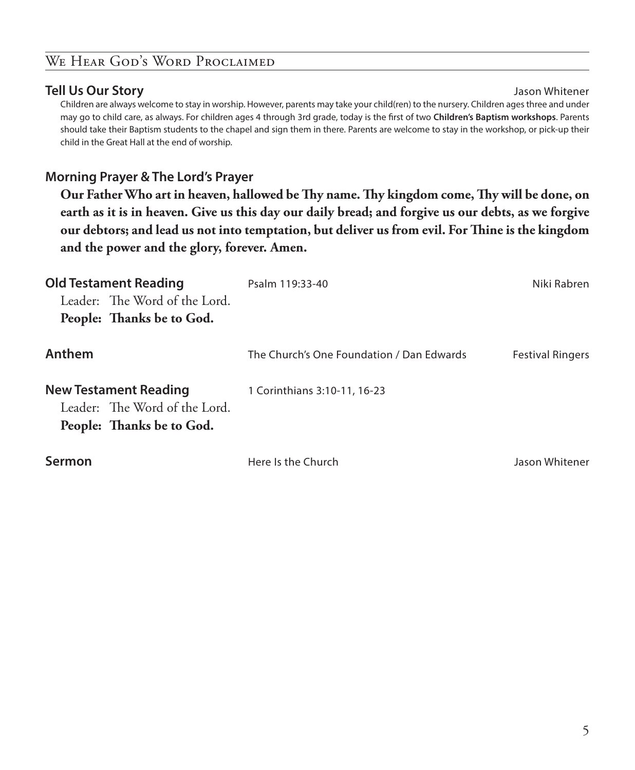## We Hear God's Word Proclaimed

**Tell Us Our Story** Jason Whitener

Children are always welcome to stay in worship. However, parents may take your child(ren) to the nursery. Children ages three and under may go to child care, as always. For children ages 4 through 3rd grade, today is the first of two **Children's Baptism workshops**. Parents should take their Baptism students to the chapel and sign them in there. Parents are welcome to stay in the workshop, or pick-up their child in the Great Hall at the end of worship.

**Morning Prayer & The Lord's Prayer**

**Our Father Who art in heaven, hallowed be Thy name. Thy kingdom come, Thy will be done, on earth as it is in heaven. Give us this day our daily bread; and forgive us our debts, as we forgive our debtors; and lead us not into temptation, but deliver us from evil. For Thine is the kingdom and the power and the glory, forever. Amen.**

**Old Testament Reading** Psalm 119:33-40 Niki Rabren

Leader: The Word of the Lord.
**People: Thanks be to God.**

**Anthem** The Church's One Foundation / Dan Edwards Festival Ringers

**New Testament Reading** 1 Corinthians 3:10-11, 16-23

Leader: The Word of the Lord.
**People: Thanks be to God.**

**Sermon** Here Is the Church Jason Whitener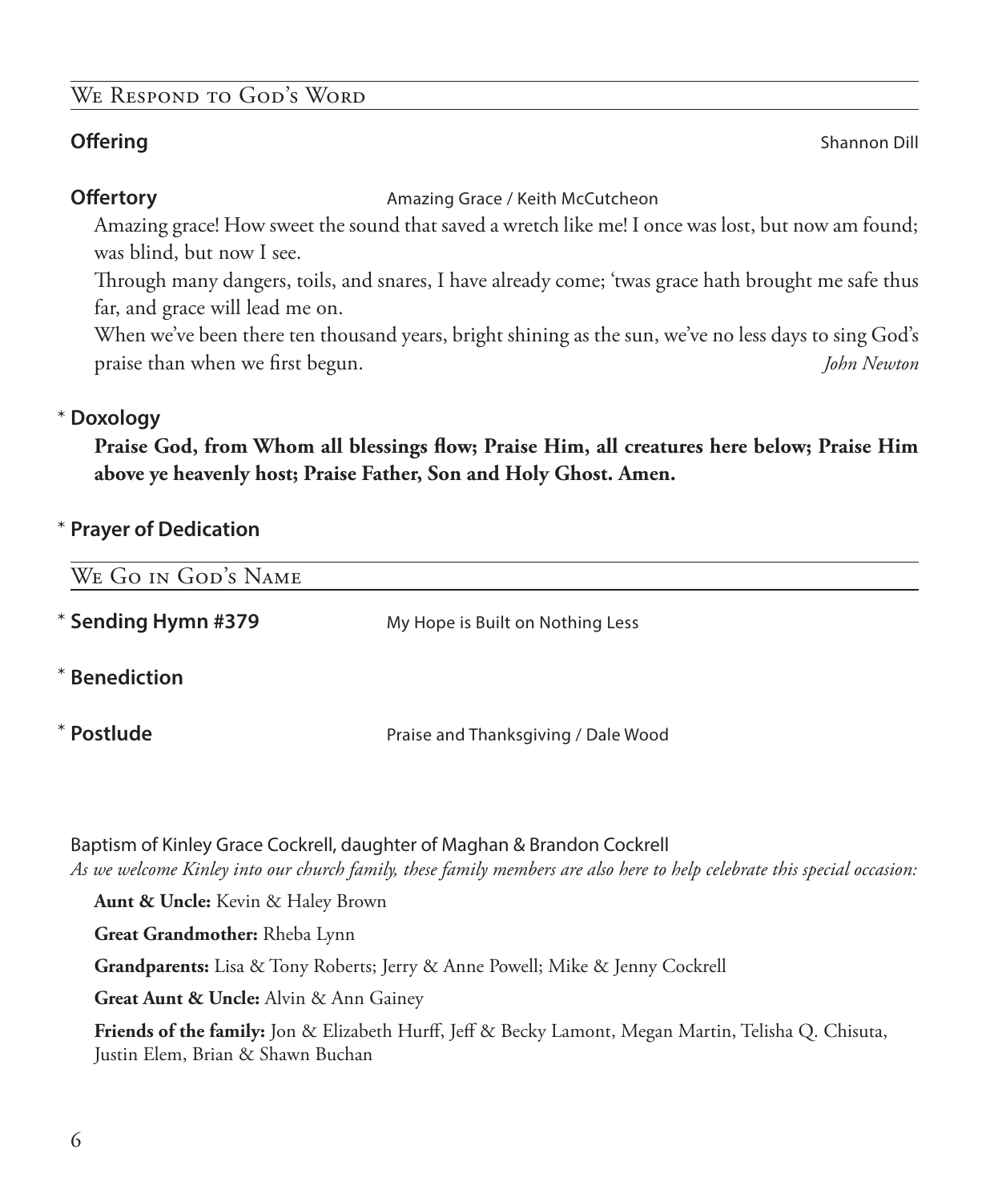## We Respond to God's Word

**Offering** Shannon Dill

**Offertory** Amazing Grace / Keith McCutcheon

Amazing grace! How sweet the sound that saved a wretch like me! I once was lost, but now am found; was blind, but now I see.
Through many dangers, toils, and snares, I have already come; 'twas grace hath brought me safe thus far, and grace will lead me on.
When we've been there ten thousand years, bright shining as the sun, we've no less days to sing God's praise than when we first begun. *John Newton*

\* **Doxology**

**Praise God, from Whom all blessings flow; Praise Him, all creatures here below; Praise Him above ye heavenly host; Praise Father, Son and Holy Ghost. Amen.**

\* **Prayer of Dedication**

## We Go in God's Name

\* **Sending Hymn #379** My Hope is Built on Nothing Less

\* **Benediction**

\* **Postlude** Praise and Thanksgiving / Dale Wood

Baptism of Kinley Grace Cockrell, daughter of Maghan & Brandon Cockrell

*As we welcome Kinley into our church family, these family members are also here to help celebrate this special occasion:*

**Aunt & Uncle:** Kevin & Haley Brown

**Great Grandmother:** Rheba Lynn

**Grandparents:** Lisa & Tony Roberts; Jerry & Anne Powell; Mike & Jenny Cockrell

**Great Aunt & Uncle:** Alvin & Ann Gainey

**Friends of the family:** Jon & Elizabeth Hurff, Jeff & Becky Lamont, Megan Martin, Telisha Q. Chisuta, Justin Elem, Brian & Shawn Buchan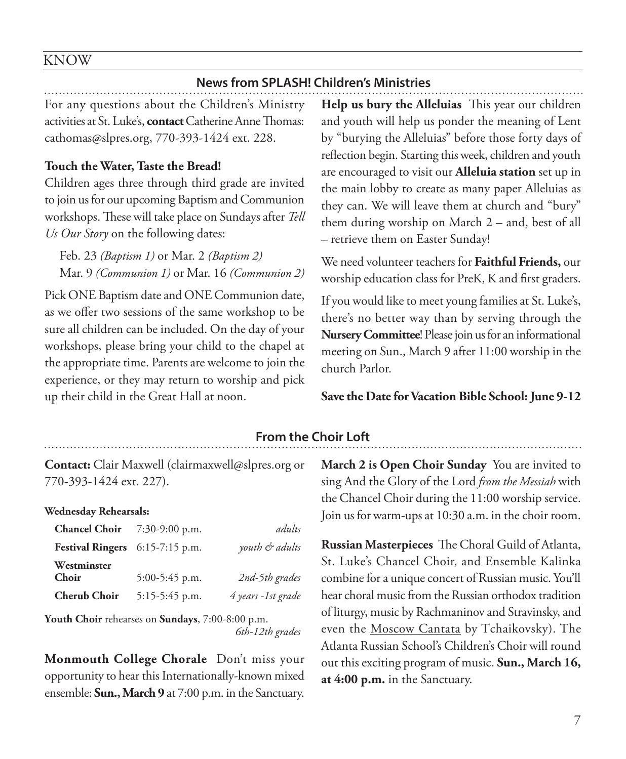KNOW

## News from SPLASH! Children's Ministries

For any questions about the Children's Ministry activities at St. Luke's, **contact** Catherine Anne Thomas: cathomas@slpres.org, 770-393-1424 ext. 228.

**Touch the Water, Taste the Bread!**

Children ages three through third grade are invited to join us for our upcoming Baptism and Communion workshops. These will take place on Sundays after *Tell Us Our Story* on the following dates:

Feb. 23 *(Baptism 1)* or Mar. 2 *(Baptism 2)*
Mar. 9 *(Communion 1)* or Mar. 16 *(Communion 2)*

Pick ONE Baptism date and ONE Communion date, as we offer two sessions of the same workshop to be sure all children can be included. On the day of your workshops, please bring your child to the chapel at the appropriate time. Parents are welcome to join the experience, or they may return to worship and pick up their child in the Great Hall at noon.

**Help us bury the Alleluias** This year our children and youth will help us ponder the meaning of Lent by "burying the Alleluias" before those forty days of reflection begin. Starting this week, children and youth are encouraged to visit our **Alleluia station** set up in the main lobby to create as many paper Alleluias as they can. We will leave them at church and "bury" them during worship on March 2 – and, best of all – retrieve them on Easter Sunday!

We need volunteer teachers for **Faithful Friends,** our worship education class for PreK, K and first graders.

If you would like to meet young families at St. Luke's, there's no better way than by serving through the **Nursery Committee**! Please join us for an informational meeting on Sun., March 9 after 11:00 worship in the church Parlor.

**Save the Date for Vacation Bible School: June 9-12**

## From the Choir Loft

**Contact:** Clair Maxwell (clairmaxwell@slpres.org or 770-393-1424 ext. 227).

**Wednesday Rehearsals:**

| | | |
|---|---|---|
| **Chancel Choir** | 7:30-9:00 p.m. | *adults* |
| **Festival Ringers** | 6:15-7:15 p.m. | *youth & adults* |
| **Westminster Choir** | 5:00-5:45 p.m. | *2nd-5th grades* |
| **Cherub Choir** | 5:15-5:45 p.m. | *4 years -1st grade* |

**Youth Choir** rehearses on **Sundays**, 7:00-8:00 p.m. *6th-12th grades*

**Monmouth College Chorale** Don't miss your opportunity to hear this Internationally-known mixed ensemble: **Sun., March 9** at 7:00 p.m. in the Sanctuary.

**March 2 is Open Choir Sunday** You are invited to sing And the Glory of the Lord *from the Messiah* with the Chancel Choir during the 11:00 worship service. Join us for warm-ups at 10:30 a.m. in the choir room.

**Russian Masterpieces** The Choral Guild of Atlanta, St. Luke's Chancel Choir, and Ensemble Kalinka combine for a unique concert of Russian music. You'll hear choral music from the Russian orthodox tradition of liturgy, music by Rachmaninov and Stravinsky, and even the Moscow Cantata by Tchaikovsky). The Atlanta Russian School's Children's Choir will round out this exciting program of music. **Sun., March 16, at 4:00 p.m.** in the Sanctuary.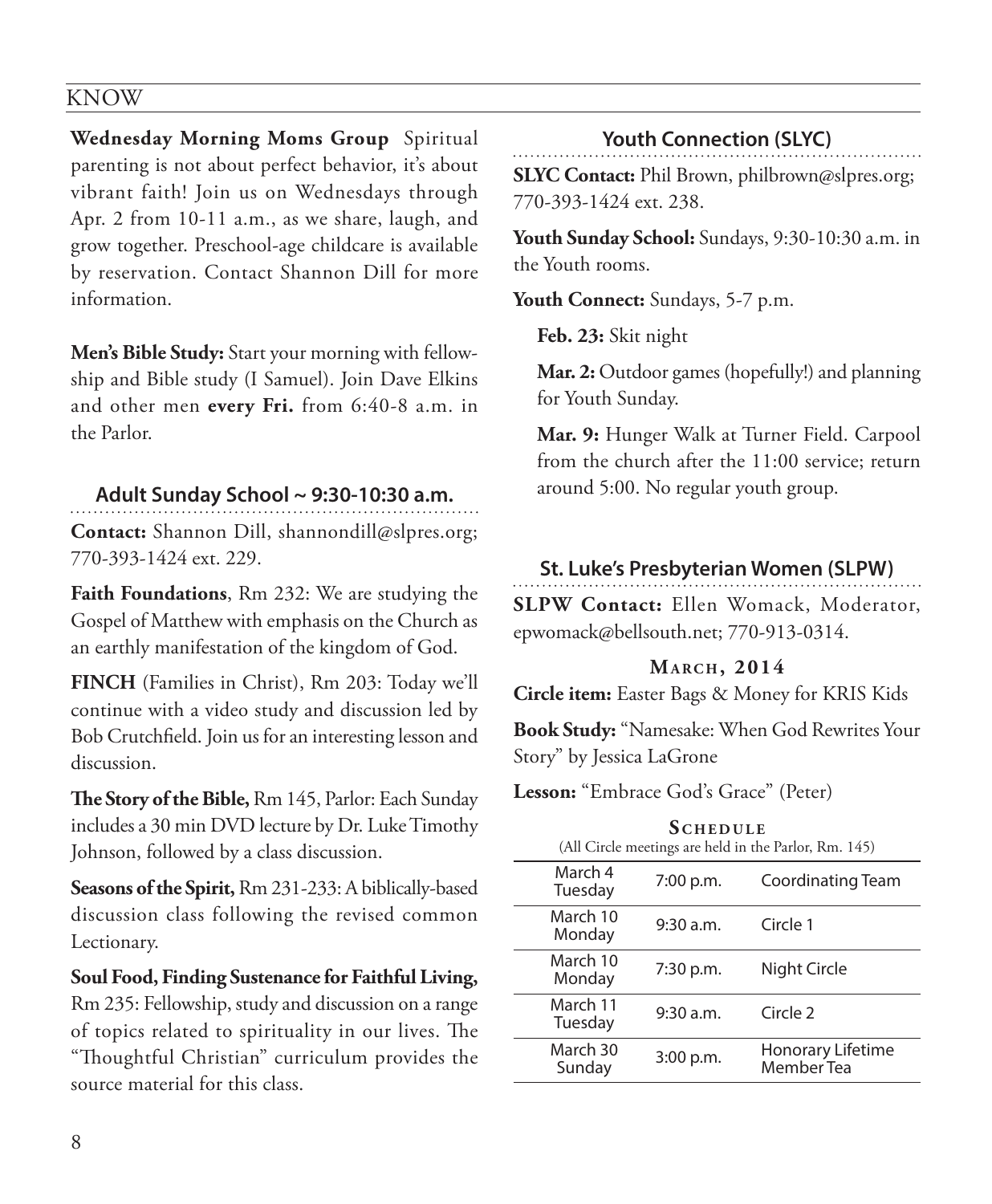**Wednesday Morning Moms Group** Spiritual parenting is not about perfect behavior, it's about vibrant faith! Join us on Wednesdays through Apr. 2 from 10-11 a.m., as we share, laugh, and grow together. Preschool-age childcare is available by reservation. Contact Shannon Dill for more information.

**Men's Bible Study:** Start your morning with fellowship and Bible study (I Samuel). Join Dave Elkins and other men **every Fri.** from 6:40-8 a.m. in the Parlor.

## Adult Sunday School ~ 9:30-10:30 a.m.

**Contact:** Shannon Dill, shannondill@slpres.org; 770-393-1424 ext. 229.

**Faith Foundations**, Rm 232: We are studying the Gospel of Matthew with emphasis on the Church as an earthly manifestation of the kingdom of God.

**FINCH** (Families in Christ), Rm 203: Today we'll continue with a video study and discussion led by Bob Crutchfield. Join us for an interesting lesson and discussion.

**The Story of the Bible,** Rm 145, Parlor: Each Sunday includes a 30 min DVD lecture by Dr. Luke Timothy Johnson, followed by a class discussion.

**Seasons of the Spirit,** Rm 231-233: A biblically-based discussion class following the revised common Lectionary.

**Soul Food, Finding Sustenance for Faithful Living,** Rm 235: Fellowship, study and discussion on a range of topics related to spirituality in our lives. The "Thoughtful Christian" curriculum provides the source material for this class.

## Youth Connection (SLYC)

**SLYC Contact:** Phil Brown, philbrown@slpres.org; 770-393-1424 ext. 238.

**Youth Sunday School:** Sundays, 9:30-10:30 a.m. in the Youth rooms.

**Youth Connect:** Sundays, 5-7 p.m.

**Feb. 23:** Skit night

**Mar. 2:** Outdoor games (hopefully!) and planning for Youth Sunday.

**Mar. 9:** Hunger Walk at Turner Field. Carpool from the church after the 11:00 service; return around 5:00. No regular youth group.

## St. Luke's Presbyterian Women (SLPW)

**SLPW Contact:** Ellen Womack, Moderator, epwomack@bellsouth.net; 770-913-0314.

### March, 2014

**Circle item:** Easter Bags & Money for KRIS Kids

**Book Study:** "Namesake: When God Rewrites Your Story" by Jessica LaGrone

**Lesson:** "Embrace God's Grace" (Peter)

### Schedule

(All Circle meetings are held in the Parlor, Rm. 145)

| Date | Time | Event |
|---|---|---|
| March 4 Tuesday | 7:00 p.m. | Coordinating Team |
| March 10 Monday | 9:30 a.m. | Circle 1 |
| March 10 Monday | 7:30 p.m. | Night Circle |
| March 11 Tuesday | 9:30 a.m. | Circle 2 |
| March 30 Sunday | 3:00 p.m. | Honorary Lifetime Member Tea |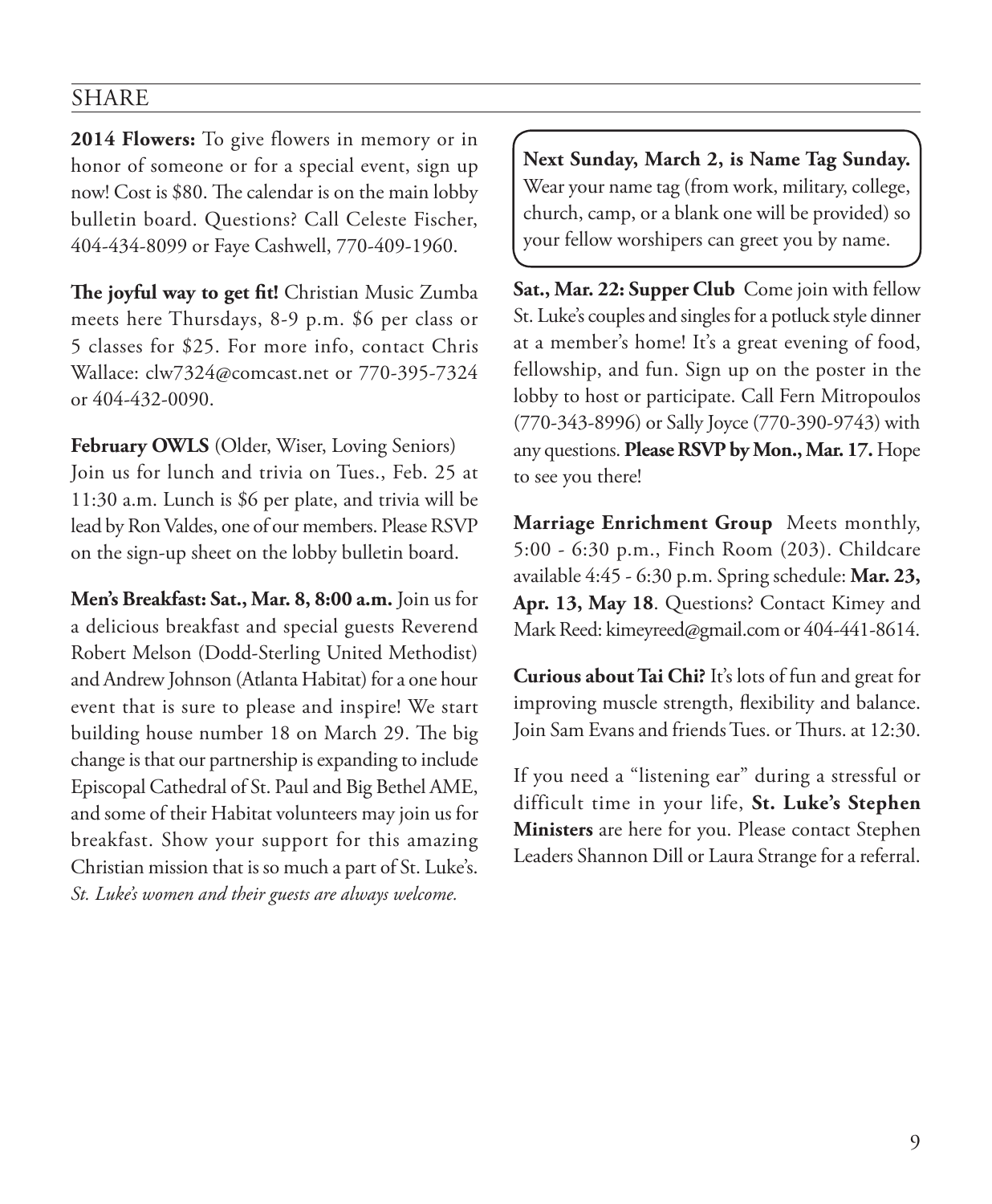## SHARE

**2014 Flowers:** To give flowers in memory or in honor of someone or for a special event, sign up now! Cost is $80. The calendar is on the main lobby bulletin board. Questions? Call Celeste Fischer, 404-434-8099 or Faye Cashwell, 770-409-1960.

**The joyful way to get fit!** Christian Music Zumba meets here Thursdays, 8-9 p.m. $6 per class or 5 classes for $25. For more info, contact Chris Wallace: clw7324@comcast.net or 770-395-7324 or 404-432-0090.

**February OWLS** (Older, Wiser, Loving Seniors) Join us for lunch and trivia on Tues., Feb. 25 at 11:30 a.m. Lunch is $6 per plate, and trivia will be lead by Ron Valdes, one of our members. Please RSVP on the sign-up sheet on the lobby bulletin board.

**Men's Breakfast: Sat., Mar. 8, 8:00 a.m.** Join us for a delicious breakfast and special guests Reverend Robert Melson (Dodd-Sterling United Methodist) and Andrew Johnson (Atlanta Habitat) for a one hour event that is sure to please and inspire! We start building house number 18 on March 29. The big change is that our partnership is expanding to include Episcopal Cathedral of St. Paul and Big Bethel AME, and some of their Habitat volunteers may join us for breakfast. Show your support for this amazing Christian mission that is so much a part of St. Luke's. *St. Luke's women and their guests are always welcome.*

**Next Sunday, March 2, is Name Tag Sunday.** Wear your name tag (from work, military, college, church, camp, or a blank one will be provided) so your fellow worshipers can greet you by name.

**Sat., Mar. 22: Supper Club** Come join with fellow St. Luke's couples and singles for a potluck style dinner at a member's home! It's a great evening of food, fellowship, and fun. Sign up on the poster in the lobby to host or participate. Call Fern Mitropoulos (770-343-8996) or Sally Joyce (770-390-9743) with any questions. **Please RSVP by Mon., Mar. 17.** Hope to see you there!

**Marriage Enrichment Group** Meets monthly, 5:00 - 6:30 p.m., Finch Room (203). Childcare available 4:45 - 6:30 p.m. Spring schedule: **Mar. 23, Apr. 13, May 18**. Questions? Contact Kimey and Mark Reed: kimeyreed@gmail.com or 404-441-8614.

**Curious about Tai Chi?** It's lots of fun and great for improving muscle strength, flexibility and balance. Join Sam Evans and friends Tues. or Thurs. at 12:30.

If you need a "listening ear" during a stressful or difficult time in your life, **St. Luke's Stephen Ministers** are here for you. Please contact Stephen Leaders Shannon Dill or Laura Strange for a referral.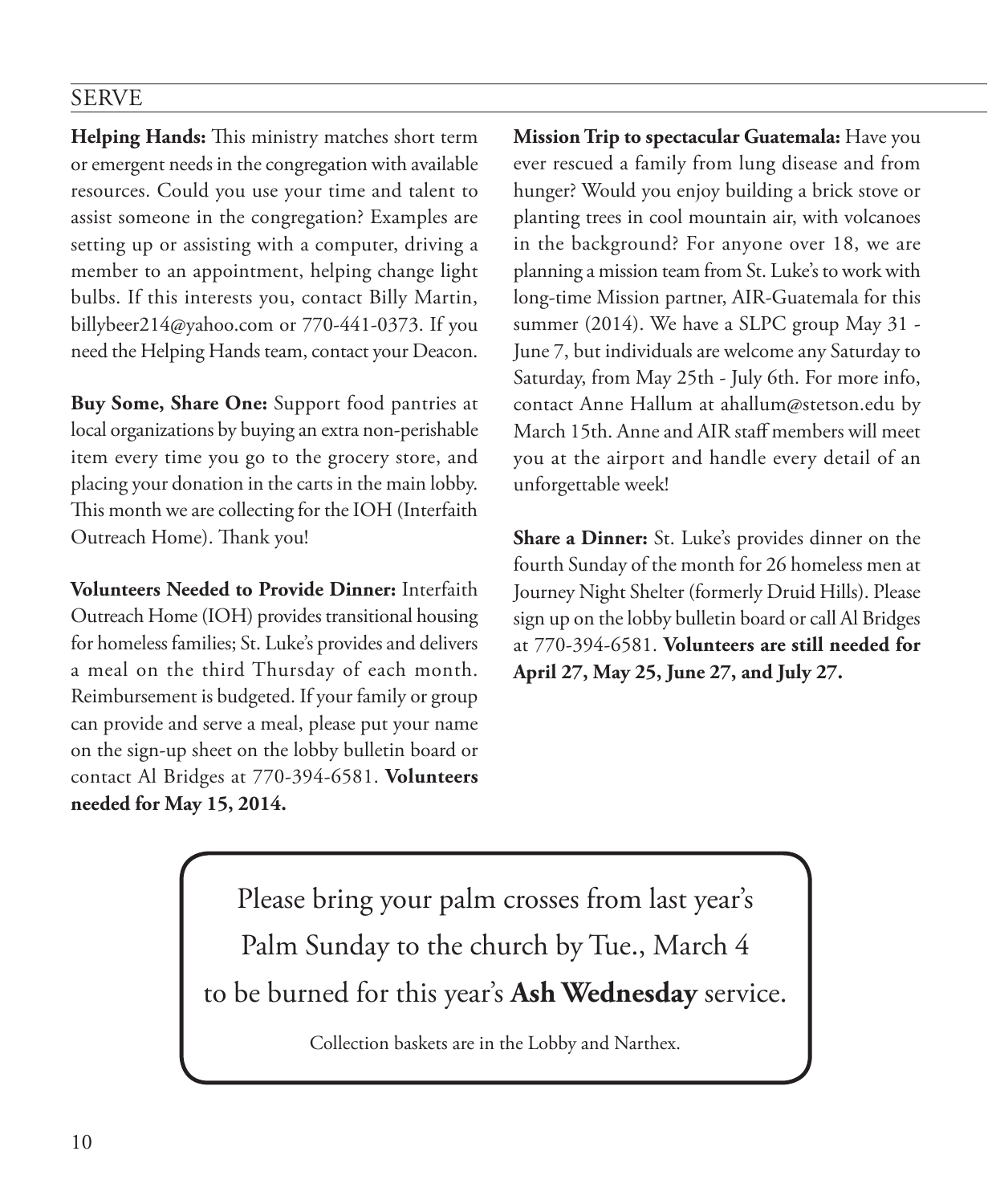## SERVE

**Helping Hands:** This ministry matches short term or emergent needs in the congregation with available resources. Could you use your time and talent to assist someone in the congregation? Examples are setting up or assisting with a computer, driving a member to an appointment, helping change light bulbs. If this interests you, contact Billy Martin, billybeer214@yahoo.com or 770-441-0373. If you need the Helping Hands team, contact your Deacon.

**Buy Some, Share One:** Support food pantries at local organizations by buying an extra non-perishable item every time you go to the grocery store, and placing your donation in the carts in the main lobby. This month we are collecting for the IOH (Interfaith Outreach Home). Thank you!

**Volunteers Needed to Provide Dinner:** Interfaith Outreach Home (IOH) provides transitional housing for homeless families; St. Luke's provides and delivers a meal on the third Thursday of each month. Reimbursement is budgeted. If your family or group can provide and serve a meal, please put your name on the sign-up sheet on the lobby bulletin board or contact Al Bridges at 770-394-6581. **Volunteers needed for May 15, 2014.**

**Mission Trip to spectacular Guatemala:** Have you ever rescued a family from lung disease and from hunger? Would you enjoy building a brick stove or planting trees in cool mountain air, with volcanoes in the background? For anyone over 18, we are planning a mission team from St. Luke's to work with long-time Mission partner, AIR-Guatemala for this summer (2014). We have a SLPC group May 31 - June 7, but individuals are welcome any Saturday to Saturday, from May 25th - July 6th. For more info, contact Anne Hallum at ahallum@stetson.edu by March 15th. Anne and AIR staff members will meet you at the airport and handle every detail of an unforgettable week!

**Share a Dinner:** St. Luke's provides dinner on the fourth Sunday of the month for 26 homeless men at Journey Night Shelter (formerly Druid Hills). Please sign up on the lobby bulletin board or call Al Bridges at 770-394-6581. **Volunteers are still needed for April 27, May 25, June 27, and July 27.**

---

Please bring your palm crosses from last year's Palm Sunday to the church by Tue., March 4 to be burned for this year's **Ash Wednesday** service.

Collection baskets are in the Lobby and Narthex.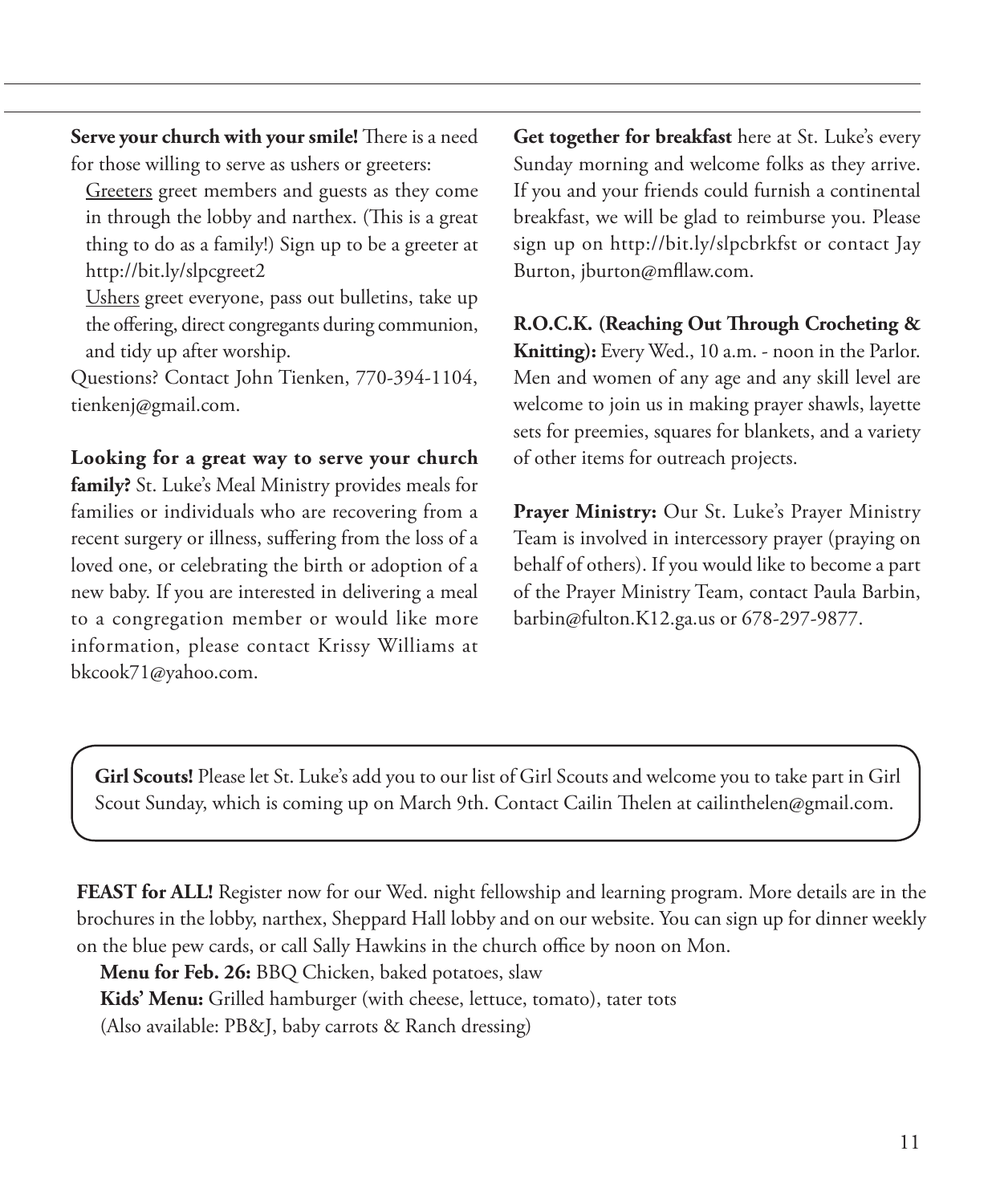**Serve your church with your smile!** There is a need for those willing to serve as ushers or greeters:

Greeters greet members and guests as they come in through the lobby and narthex. (This is a great thing to do as a family!) Sign up to be a greeter at http://bit.ly/slpcgreet2

Ushers greet everyone, pass out bulletins, take up the offering, direct congregants during communion, and tidy up after worship.

Questions? Contact John Tienken, 770-394-1104, tienkenj@gmail.com.

**Looking for a great way to serve your church family?** St. Luke's Meal Ministry provides meals for families or individuals who are recovering from a recent surgery or illness, suffering from the loss of a loved one, or celebrating the birth or adoption of a new baby. If you are interested in delivering a meal to a congregation member or would like more information, please contact Krissy Williams at bkcook71@yahoo.com.

**Get together for breakfast** here at St. Luke's every Sunday morning and welcome folks as they arrive. If you and your friends could furnish a continental breakfast, we will be glad to reimburse you. Please sign up on http://bit.ly/slpcbrkfst or contact Jay Burton, jburton@mfllaw.com.

**R.O.C.K. (Reaching Out Through Crocheting & Knitting):** Every Wed., 10 a.m. - noon in the Parlor. Men and women of any age and any skill level are welcome to join us in making prayer shawls, layette sets for preemies, squares for blankets, and a variety of other items for outreach projects.

**Prayer Ministry:** Our St. Luke's Prayer Ministry Team is involved in intercessory prayer (praying on behalf of others). If you would like to become a part of the Prayer Ministry Team, contact Paula Barbin, barbin@fulton.K12.ga.us or 678-297-9877.

**Girl Scouts!** Please let St. Luke's add you to our list of Girl Scouts and welcome you to take part in Girl Scout Sunday, which is coming up on March 9th. Contact Cailin Thelen at cailinthelen@gmail.com.

**FEAST for ALL!** Register now for our Wed. night fellowship and learning program. More details are in the brochures in the lobby, narthex, Sheppard Hall lobby and on our website. You can sign up for dinner weekly on the blue pew cards, or call Sally Hawkins in the church office by noon on Mon.

**Menu for Feb. 26:** BBQ Chicken, baked potatoes, slaw

**Kids' Menu:** Grilled hamburger (with cheese, lettuce, tomato), tater tots

(Also available: PB&J, baby carrots & Ranch dressing)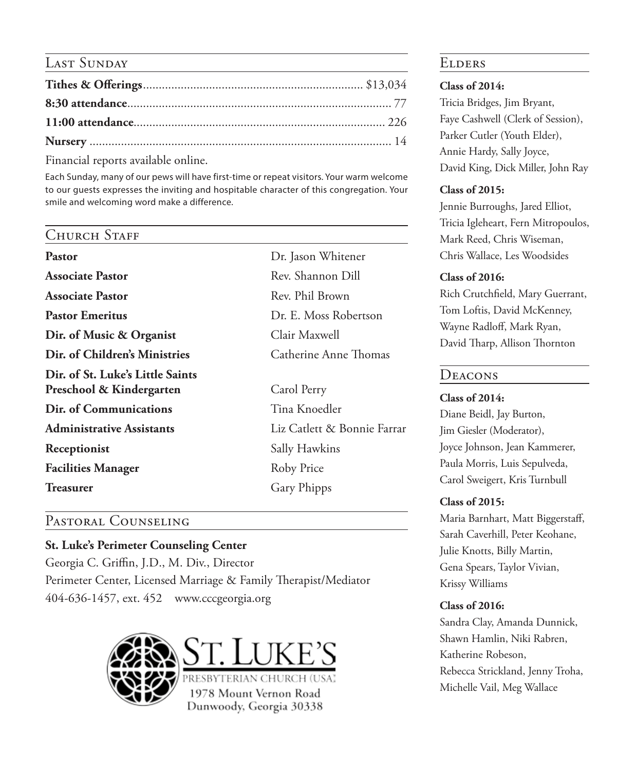## Last Sunday

**Tithes & Offerings**...................................................................... $13,034
**8:30 attendance**.................................................................................... 77
**11:00 attendance**............................................................................... 226
**Nursery** ................................................................................................. 14

Financial reports available online.

Each Sunday, many of our pews will have first-time or repeat visitors. Your warm welcome to our guests expresses the inviting and hospitable character of this congregation. Your smile and welcoming word make a difference.

## Church Staff

| | |
|---|---|
| **Pastor** | Dr. Jason Whitener |
| **Associate Pastor** | Rev. Shannon Dill |
| **Associate Pastor** | Rev. Phil Brown |
| **Pastor Emeritus** | Dr. E. Moss Robertson |
| **Dir. of Music & Organist** | Clair Maxwell |
| **Dir. of Children's Ministries** | Catherine Anne Thomas |
| **Dir. of St. Luke's Little Saints Preschool & Kindergarten** | Carol Perry |
| **Dir. of Communications** | Tina Knoedler |
| **Administrative Assistants** | Liz Catlett & Bonnie Farrar |
| **Receptionist** | Sally Hawkins |
| **Facilities Manager** | Roby Price |
| **Treasurer** | Gary Phipps |

## Pastoral Counseling

**St. Luke's Perimeter Counseling Center**
Georgia C. Griffin, J.D., M. Div., Director
Perimeter Center, Licensed Marriage & Family Therapist/Mediator
404-636-1457, ext. 452 www.cccgeorgia.org

ST. LUKE'S
PRESBYTERIAN CHURCH (USA)
1978 Mount Vernon Road
Dunwoody, Georgia 30338

## Elders

**Class of 2014:**
Tricia Bridges, Jim Bryant, Faye Cashwell (Clerk of Session), Parker Cutler (Youth Elder), Annie Hardy, Sally Joyce, David King, Dick Miller, John Ray

**Class of 2015:**
Jennie Burroughs, Jared Elliot, Tricia Igleheart, Fern Mitropoulos, Mark Reed, Chris Wiseman, Chris Wallace, Les Woodsides

**Class of 2016:**
Rich Crutchfield, Mary Guerrant, Tom Loftis, David McKenney, Wayne Radloff, Mark Ryan, David Tharp, Allison Thornton

## Deacons

**Class of 2014:**
Diane Beidl, Jay Burton, Jim Giesler (Moderator), Joyce Johnson, Jean Kammerer, Paula Morris, Luis Sepulveda, Carol Sweigert, Kris Turnbull

**Class of 2015:**
Maria Barnhart, Matt Biggerstaff, Sarah Caverhill, Peter Keohane, Julie Knotts, Billy Martin, Gena Spears, Taylor Vivian, Krissy Williams

**Class of 2016:**
Sandra Clay, Amanda Dunnick, Shawn Hamlin, Niki Rabren, Katherine Robeson, Rebecca Strickland, Jenny Troha, Michelle Vail, Meg Wallace